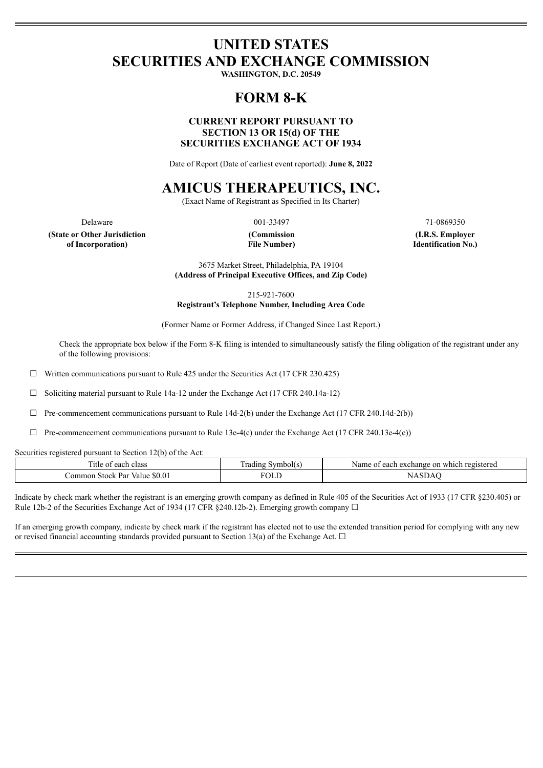# UNITED STATES
# SECURITIES AND EXCHANGE COMMISSION

**WASHINGTON, D.C. 20549**

# FORM 8-K

**CURRENT REPORT PURSUANT TO**
**SECTION 13 OR 15(d) OF THE**
**SECURITIES EXCHANGE ACT OF 1934**

Date of Report (Date of earliest event reported): **June 8, 2022**

# AMICUS THERAPEUTICS, INC.

(Exact Name of Registrant as Specified in Its Charter)

| Delaware | 001-33497 | 71-0869350 |
|---|---|---|
| **(State or Other Jurisdiction of Incorporation)** | **(Commission File Number)** | **(I.R.S. Employer Identification No.)** |

3675 Market Street, Philadelphia, PA 19104
**(Address of Principal Executive Offices, and Zip Code)**

215-921-7600
**Registrant's Telephone Number, Including Area Code**

(Former Name or Former Address, if Changed Since Last Report.)

Check the appropriate box below if the Form 8-K filing is intended to simultaneously satisfy the filing obligation of the registrant under any of the following provisions:

☐ Written communications pursuant to Rule 425 under the Securities Act (17 CFR 230.425)

☐ Soliciting material pursuant to Rule 14a-12 under the Exchange Act (17 CFR 240.14a-12)

☐ Pre-commencement communications pursuant to Rule 14d-2(b) under the Exchange Act (17 CFR 240.14d-2(b))

☐ Pre-commencement communications pursuant to Rule 13e-4(c) under the Exchange Act (17 CFR 240.13e-4(c))

Securities registered pursuant to Section 12(b) of the Act:

| Title of each class | Trading Symbol(s) | Name of each exchange on which registered |
|---|---|---|
| Common Stock Par Value $0.01 | FOLD | NASDAQ |

Indicate by check mark whether the registrant is an emerging growth company as defined in Rule 405 of the Securities Act of 1933 (17 CFR §230.405) or Rule 12b-2 of the Securities Exchange Act of 1934 (17 CFR §240.12b-2). Emerging growth company ☐

If an emerging growth company, indicate by check mark if the registrant has elected not to use the extended transition period for complying with any new or revised financial accounting standards provided pursuant to Section 13(a) of the Exchange Act. ☐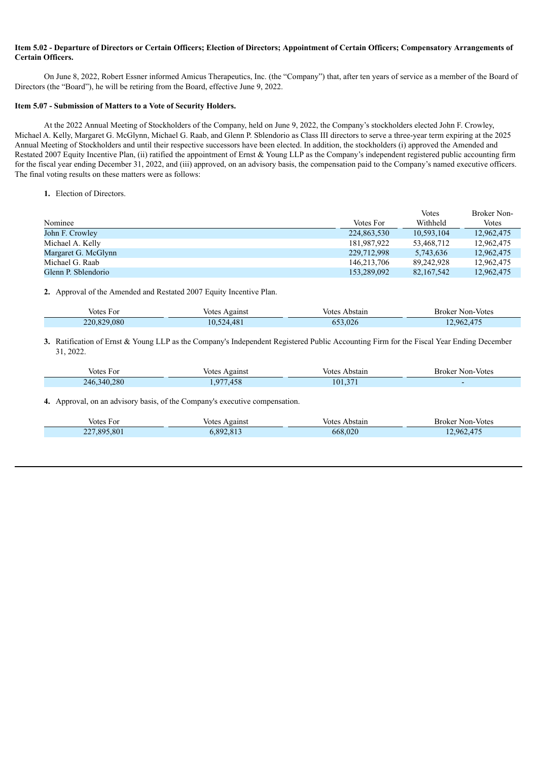**Item 5.02 - Departure of Directors or Certain Officers; Election of Directors; Appointment of Certain Officers; Compensatory Arrangements of Certain Officers.**

On June 8, 2022, Robert Essner informed Amicus Therapeutics, Inc. (the "Company") that, after ten years of service as a member of the Board of Directors (the "Board"), he will be retiring from the Board, effective June 9, 2022.

**Item 5.07 - Submission of Matters to a Vote of Security Holders.**

At the 2022 Annual Meeting of Stockholders of the Company, held on June 9, 2022, the Company's stockholders elected John F. Crowley, Michael A. Kelly, Margaret G. McGlynn, Michael G. Raab, and Glenn P. Sblendorio as Class III directors to serve a three-year term expiring at the 2025 Annual Meeting of Stockholders and until their respective successors have been elected. In addition, the stockholders (i) approved the Amended and Restated 2007 Equity Incentive Plan, (ii) ratified the appointment of Ernst & Young LLP as the Company's independent registered public accounting firm for the fiscal year ending December 31, 2022, and (iii) approved, on an advisory basis, the compensation paid to the Company's named executive officers. The final voting results on these matters were as follows:

**1.** Election of Directors.

| Nominee | Votes For | Votes Withheld | Broker Non-Votes |
|---|---|---|---|
| John F. Crowley | 224,863,530 | 10,593,104 | 12,962,475 |
| Michael A. Kelly | 181,987,922 | 53,468,712 | 12,962,475 |
| Margaret G. McGlynn | 229,712,998 | 5,743,636 | 12,962,475 |
| Michael G. Raab | 146,213,706 | 89,242,928 | 12,962,475 |
| Glenn P. Sblendorio | 153,289,092 | 82,167,542 | 12,962,475 |

**2.** Approval of the Amended and Restated 2007 Equity Incentive Plan.

| Votes For | Votes Against | Votes Abstain | Broker Non-Votes |
|---|---|---|---|
| 220,829,080 | 10,524,481 | 653,026 | 12,962,475 |

**3.** Ratification of Ernst & Young LLP as the Company's Independent Registered Public Accounting Firm for the Fiscal Year Ending December 31, 2022.

| Votes For | Votes Against | Votes Abstain | Broker Non-Votes |
|---|---|---|---|
| 246,340,280 | 1,977,458 | 101,371 | - |

**4.** Approval, on an advisory basis, of the Company's executive compensation.

| Votes For | Votes Against | Votes Abstain | Broker Non-Votes |
|---|---|---|---|
| 227,895,801 | 6,892,813 | 668,020 | 12,962,475 |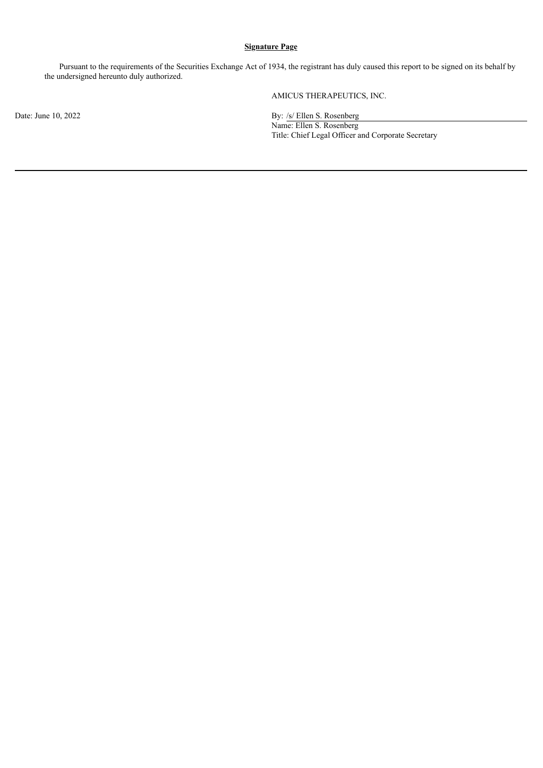**Signature Page**

Pursuant to the requirements of the Securities Exchange Act of 1934, the registrant has duly caused this report to be signed on its behalf by the undersigned hereunto duly authorized.

AMICUS THERAPEUTICS, INC.

Date: June 10, 2022

By: /s/ Ellen S. Rosenberg
Name: Ellen S. Rosenberg
Title: Chief Legal Officer and Corporate Secretary